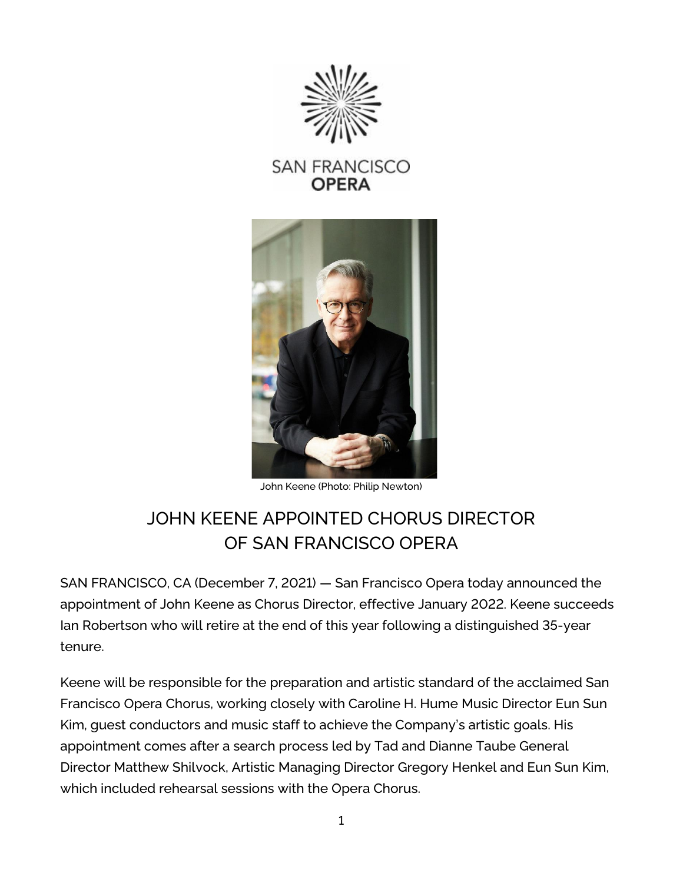SAN FRANCISCO
**OPERA**

John Keene (Photo: Philip Newton)

# JOHN KEENE APPOINTED CHORUS DIRECTOR OF SAN FRANCISCO OPERA

SAN FRANCISCO, CA (December 7, 2021) — San Francisco Opera today announced the appointment of John Keene as Chorus Director, effective January 2022. Keene succeeds Ian Robertson who will retire at the end of this year following a distinguished 35-year tenure.

Keene will be responsible for the preparation and artistic standard of the acclaimed San Francisco Opera Chorus, working closely with Caroline H. Hume Music Director Eun Sun Kim, guest conductors and music staff to achieve the Company's artistic goals. His appointment comes after a search process led by Tad and Dianne Taube General Director Matthew Shilvock, Artistic Managing Director Gregory Henkel and Eun Sun Kim, which included rehearsal sessions with the Opera Chorus.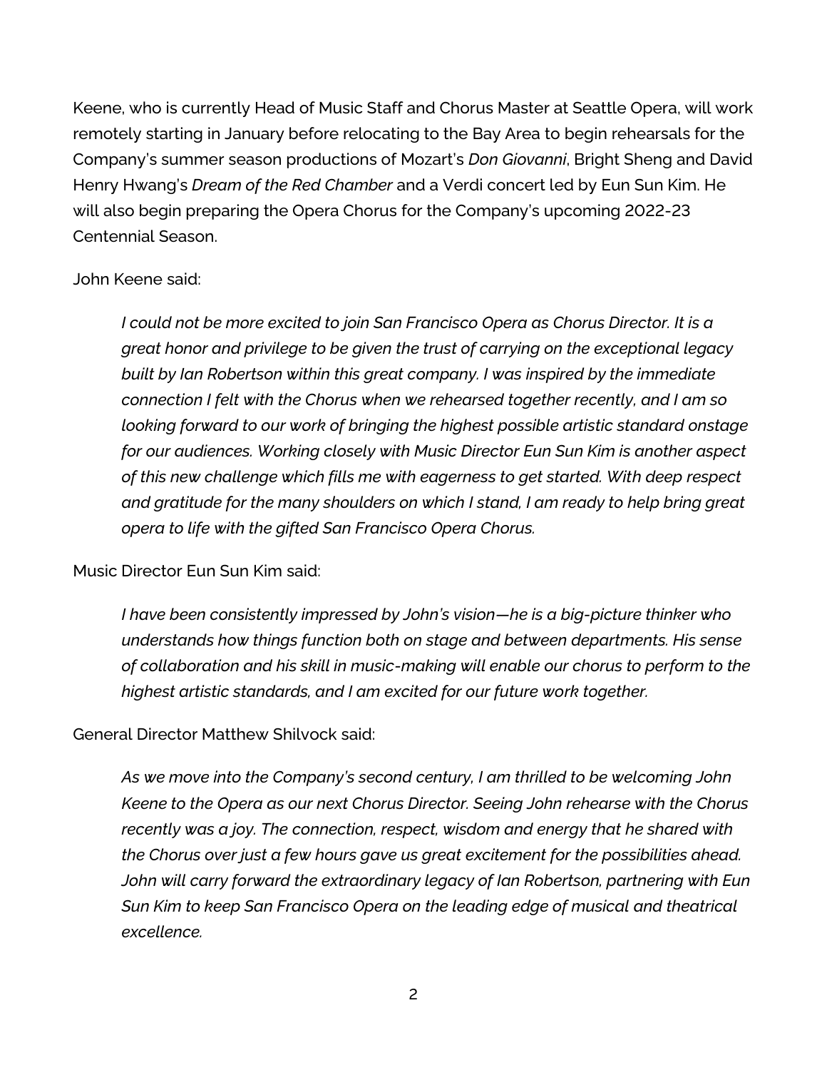Keene, who is currently Head of Music Staff and Chorus Master at Seattle Opera, will work remotely starting in January before relocating to the Bay Area to begin rehearsals for the Company's summer season productions of Mozart's *Don Giovanni*, Bright Sheng and David Henry Hwang's *Dream of the Red Chamber* and a Verdi concert led by Eun Sun Kim. He will also begin preparing the Opera Chorus for the Company's upcoming 2022-23 Centennial Season.

John Keene said:

> *I could not be more excited to join San Francisco Opera as Chorus Director. It is a great honor and privilege to be given the trust of carrying on the exceptional legacy built by Ian Robertson within this great company. I was inspired by the immediate connection I felt with the Chorus when we rehearsed together recently, and I am so looking forward to our work of bringing the highest possible artistic standard onstage for our audiences. Working closely with Music Director Eun Sun Kim is another aspect of this new challenge which fills me with eagerness to get started. With deep respect and gratitude for the many shoulders on which I stand, I am ready to help bring great opera to life with the gifted San Francisco Opera Chorus.*

Music Director Eun Sun Kim said:

> *I have been consistently impressed by John's vision—he is a big-picture thinker who understands how things function both on stage and between departments. His sense of collaboration and his skill in music-making will enable our chorus to perform to the highest artistic standards, and I am excited for our future work together.*

General Director Matthew Shilvock said:

> *As we move into the Company's second century, I am thrilled to be welcoming John Keene to the Opera as our next Chorus Director. Seeing John rehearse with the Chorus recently was a joy. The connection, respect, wisdom and energy that he shared with the Chorus over just a few hours gave us great excitement for the possibilities ahead. John will carry forward the extraordinary legacy of Ian Robertson, partnering with Eun Sun Kim to keep San Francisco Opera on the leading edge of musical and theatrical excellence.*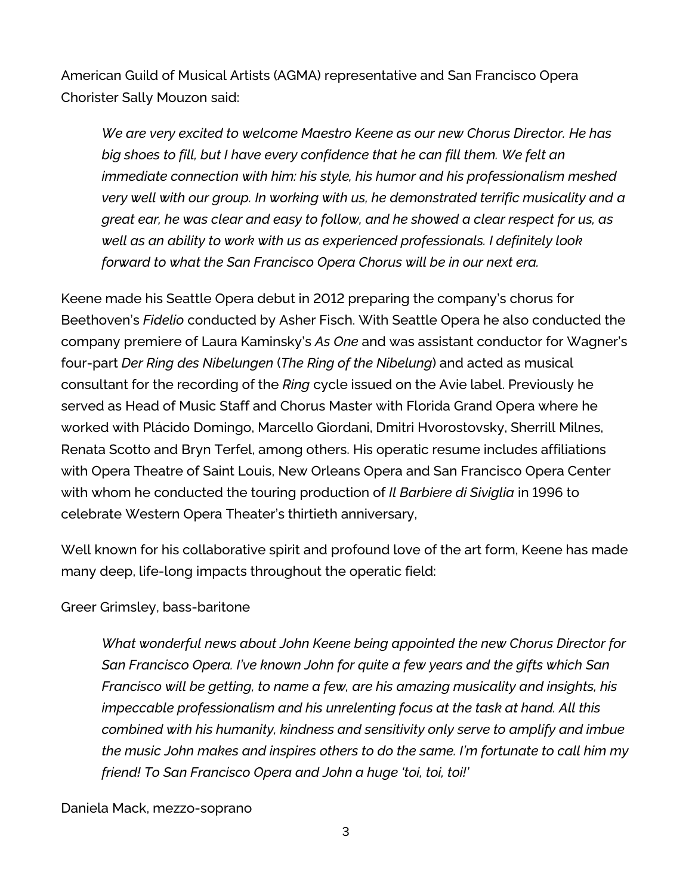American Guild of Musical Artists (AGMA) representative and San Francisco Opera Chorister Sally Mouzon said:

> *We are very excited to welcome Maestro Keene as our new Chorus Director. He has big shoes to fill, but I have every confidence that he can fill them. We felt an immediate connection with him: his style, his humor and his professionalism meshed very well with our group. In working with us, he demonstrated terrific musicality and a great ear, he was clear and easy to follow, and he showed a clear respect for us, as well as an ability to work with us as experienced professionals. I definitely look forward to what the San Francisco Opera Chorus will be in our next era.*

Keene made his Seattle Opera debut in 2012 preparing the company's chorus for Beethoven's *Fidelio* conducted by Asher Fisch. With Seattle Opera he also conducted the company premiere of Laura Kaminsky's *As One* and was assistant conductor for Wagner's four-part *Der Ring des Nibelungen* (*The Ring of the Nibelung*) and acted as musical consultant for the recording of the *Ring* cycle issued on the Avie label. Previously he served as Head of Music Staff and Chorus Master with Florida Grand Opera where he worked with Plácido Domingo, Marcello Giordani, Dmitri Hvorostovsky, Sherrill Milnes, Renata Scotto and Bryn Terfel, among others. His operatic resume includes affiliations with Opera Theatre of Saint Louis, New Orleans Opera and San Francisco Opera Center with whom he conducted the touring production of *Il Barbiere di Siviglia* in 1996 to celebrate Western Opera Theater's thirtieth anniversary,

Well known for his collaborative spirit and profound love of the art form, Keene has made many deep, life-long impacts throughout the operatic field:

Greer Grimsley, bass-baritone

> *What wonderful news about John Keene being appointed the new Chorus Director for San Francisco Opera. I've known John for quite a few years and the gifts which San Francisco will be getting, to name a few, are his amazing musicality and insights, his impeccable professionalism and his unrelenting focus at the task at hand. All this combined with his humanity, kindness and sensitivity only serve to amplify and imbue the music John makes and inspires others to do the same. I'm fortunate to call him my friend! To San Francisco Opera and John a huge 'toi, toi, toi!'*

Daniela Mack, mezzo-soprano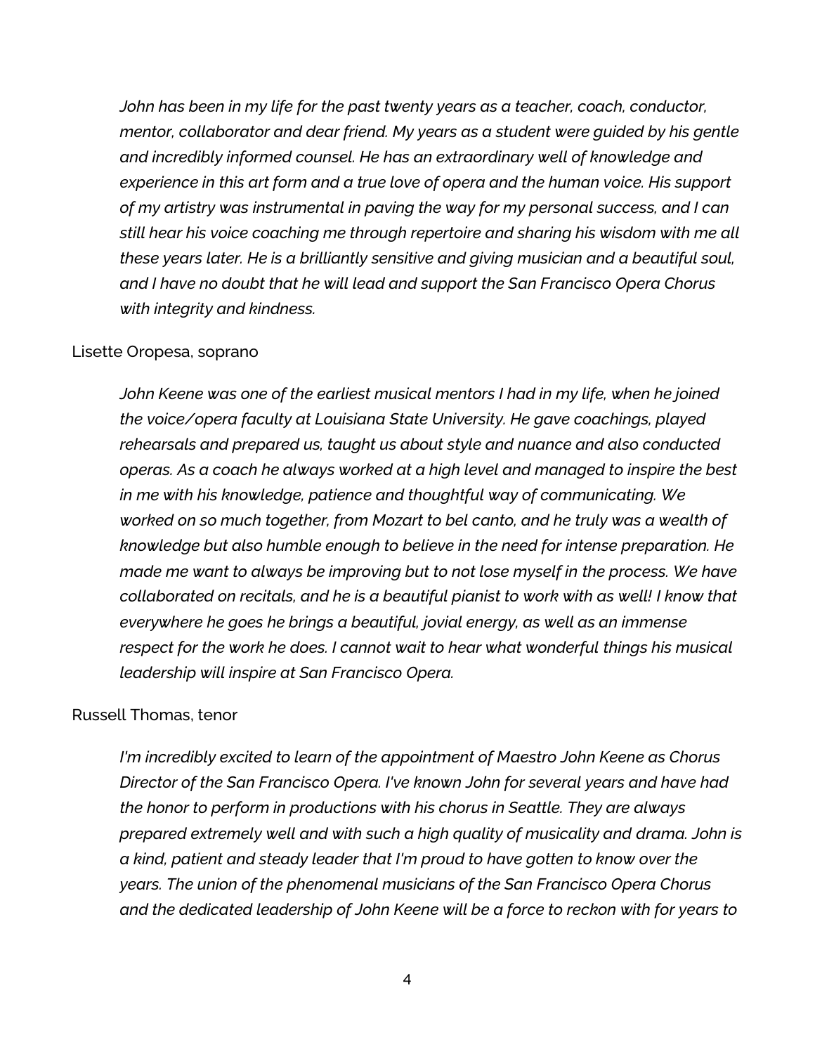*John has been in my life for the past twenty years as a teacher, coach, conductor, mentor, collaborator and dear friend. My years as a student were guided by his gentle and incredibly informed counsel. He has an extraordinary well of knowledge and experience in this art form and a true love of opera and the human voice. His support of my artistry was instrumental in paving the way for my personal success, and I can still hear his voice coaching me through repertoire and sharing his wisdom with me all these years later. He is a brilliantly sensitive and giving musician and a beautiful soul, and I have no doubt that he will lead and support the San Francisco Opera Chorus with integrity and kindness.*

Lisette Oropesa, soprano

*John Keene was one of the earliest musical mentors I had in my life, when he joined the voice/opera faculty at Louisiana State University. He gave coachings, played rehearsals and prepared us, taught us about style and nuance and also conducted operas. As a coach he always worked at a high level and managed to inspire the best in me with his knowledge, patience and thoughtful way of communicating. We worked on so much together, from Mozart to bel canto, and he truly was a wealth of knowledge but also humble enough to believe in the need for intense preparation. He made me want to always be improving but to not lose myself in the process. We have collaborated on recitals, and he is a beautiful pianist to work with as well! I know that everywhere he goes he brings a beautiful, jovial energy, as well as an immense respect for the work he does. I cannot wait to hear what wonderful things his musical leadership will inspire at San Francisco Opera.*

Russell Thomas, tenor

*I'm incredibly excited to learn of the appointment of Maestro John Keene as Chorus Director of the San Francisco Opera. I've known John for several years and have had the honor to perform in productions with his chorus in Seattle. They are always prepared extremely well and with such a high quality of musicality and drama. John is a kind, patient and steady leader that I'm proud to have gotten to know over the years. The union of the phenomenal musicians of the San Francisco Opera Chorus and the dedicated leadership of John Keene will be a force to reckon with for years to*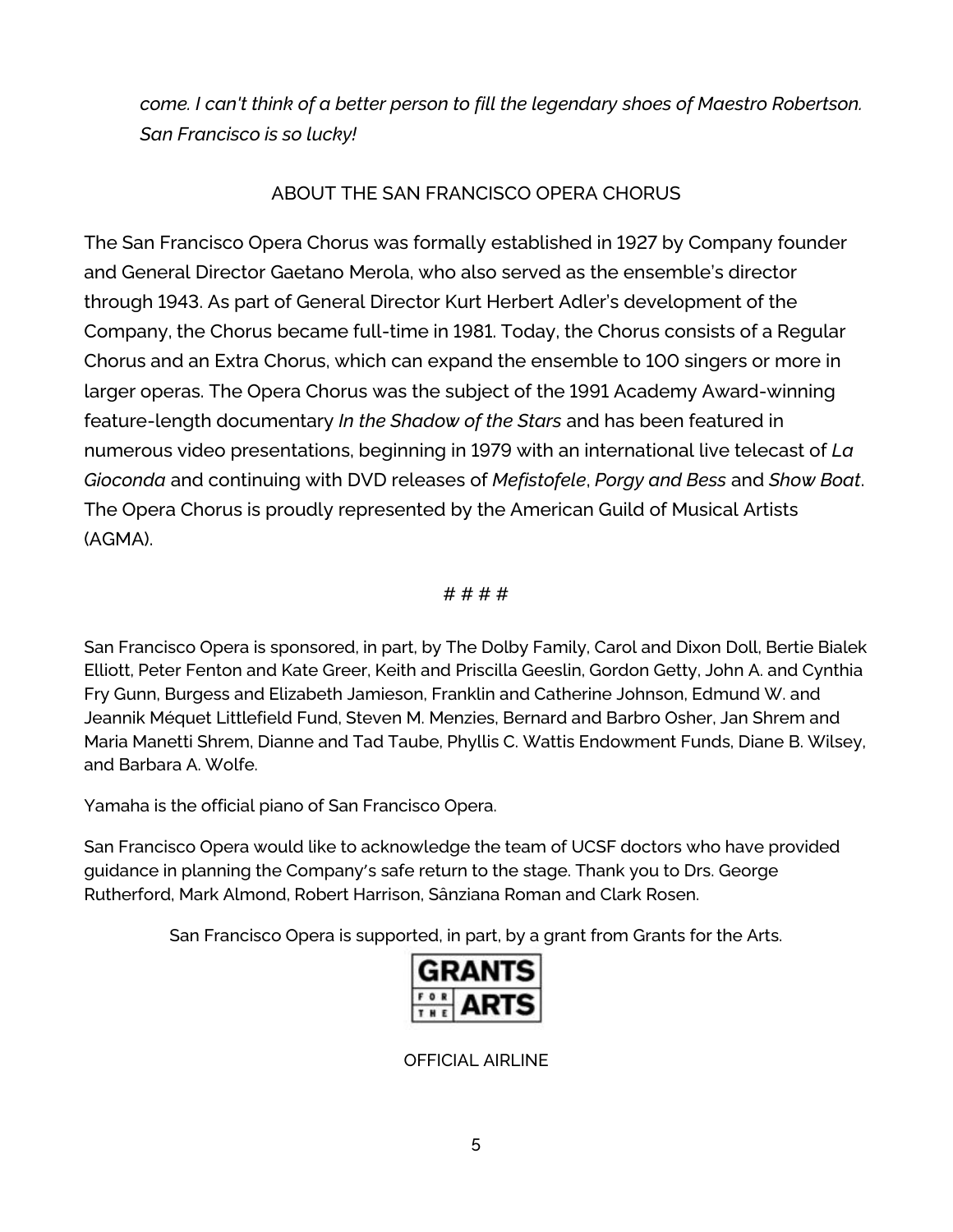*come. I can't think of a better person to fill the legendary shoes of Maestro Robertson. San Francisco is so lucky!*

## ABOUT THE SAN FRANCISCO OPERA CHORUS

The San Francisco Opera Chorus was formally established in 1927 by Company founder and General Director Gaetano Merola, who also served as the ensemble's director through 1943. As part of General Director Kurt Herbert Adler's development of the Company, the Chorus became full-time in 1981. Today, the Chorus consists of a Regular Chorus and an Extra Chorus, which can expand the ensemble to 100 singers or more in larger operas. The Opera Chorus was the subject of the 1991 Academy Award-winning feature-length documentary *In the Shadow of the Stars* and has been featured in numerous video presentations, beginning in 1979 with an international live telecast of *La Gioconda* and continuing with DVD releases of *Mefistofele*, *Porgy and Bess* and *Show Boat*. The Opera Chorus is proudly represented by the American Guild of Musical Artists (AGMA).

# # # #

San Francisco Opera is sponsored, in part, by The Dolby Family, Carol and Dixon Doll, Bertie Bialek Elliott, Peter Fenton and Kate Greer, Keith and Priscilla Geeslin, Gordon Getty, John A. and Cynthia Fry Gunn, Burgess and Elizabeth Jamieson, Franklin and Catherine Johnson, Edmund W. and Jeannik Méquet Littlefield Fund, Steven M. Menzies, Bernard and Barbro Osher, Jan Shrem and Maria Manetti Shrem, Dianne and Tad Taube, Phyllis C. Wattis Endowment Funds, Diane B. Wilsey, and Barbara A. Wolfe.

Yamaha is the official piano of San Francisco Opera.

San Francisco Opera would like to acknowledge the team of UCSF doctors who have provided guidance in planning the Company's safe return to the stage. Thank you to Drs. George Rutherford, Mark Almond, Robert Harrison, Sânziana Roman and Clark Rosen.

San Francisco Opera is supported, in part, by a grant from Grants for the Arts.

GRANTS FOR THE ARTS

OFFICIAL AIRLINE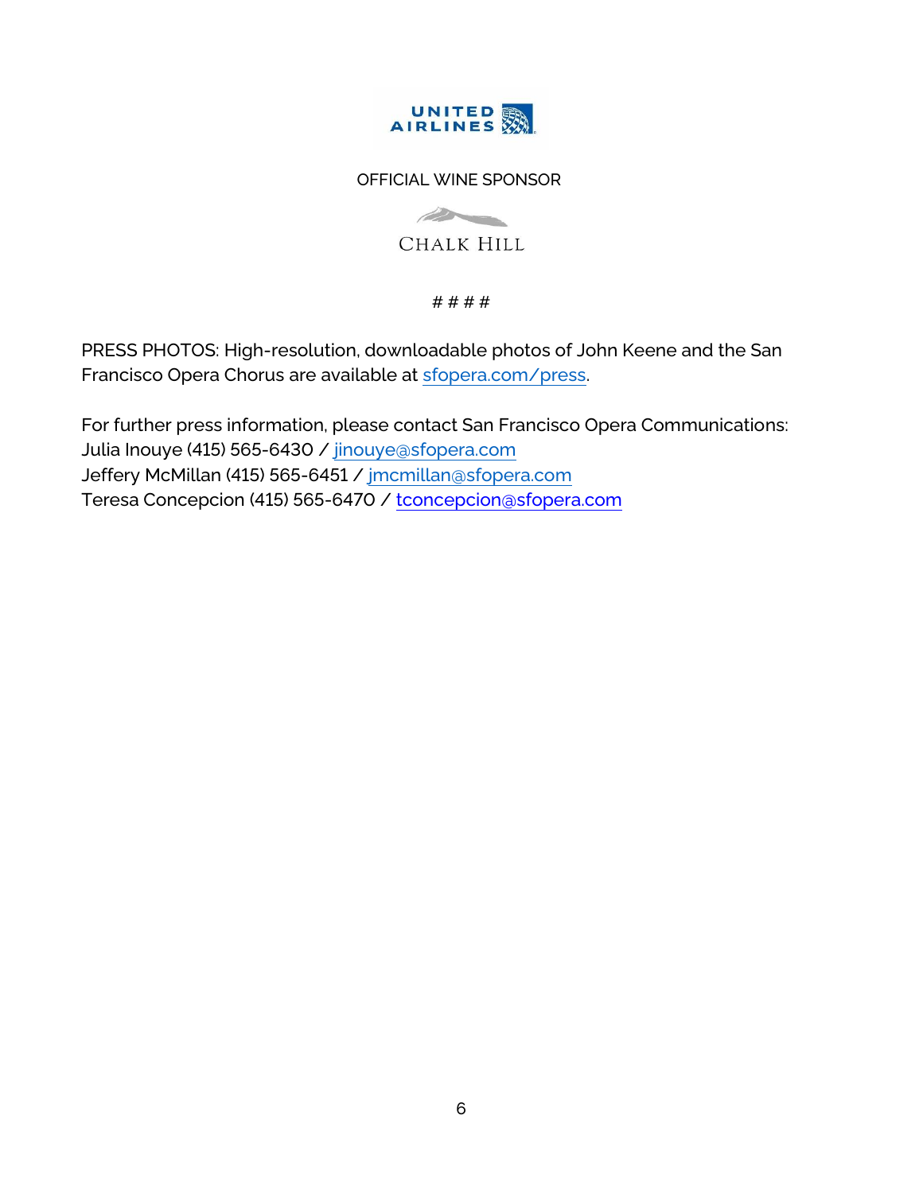UNITED AIRLINES

OFFICIAL WINE SPONSOR

CHALK HILL

# # # #

PRESS PHOTOS: High-resolution, downloadable photos of John Keene and the San Francisco Opera Chorus are available at [sfopera.com/press](sfopera.com/press).

For further press information, please contact San Francisco Opera Communications:
Julia Inouye (415) 565-6430 / [jinouye@sfopera.com](mailto:jinouye@sfopera.com)
Jeffery McMillan (415) 565-6451 / [jmcmillan@sfopera.com](mailto:jmcmillan@sfopera.com)
Teresa Concepcion (415) 565-6470 / [tconcepcion@sfopera.com](mailto:tconcepcion@sfopera.com)